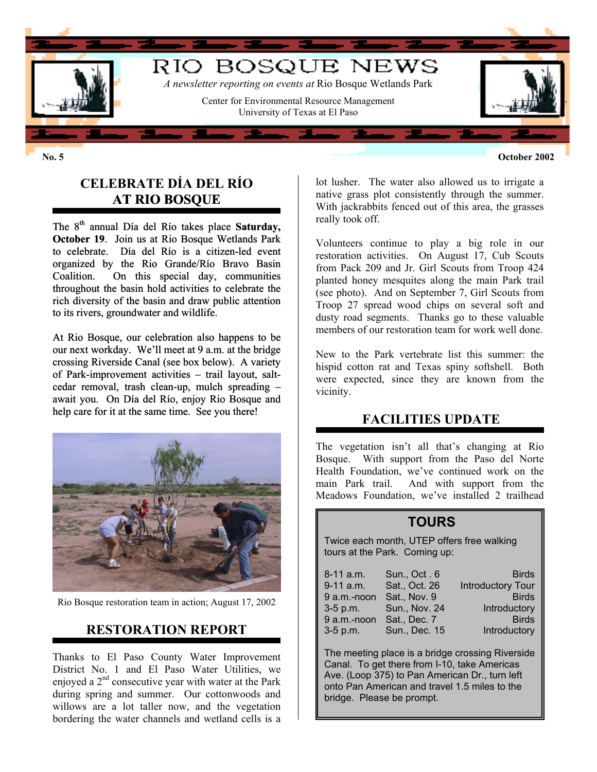# RIO BOSQUE NEWS

*A newsletter reporting on events at* Rio Bosque Wetlands Park

Center for Environmental Resource Management
University of Texas at El Paso

**No. 5** **October 2002**

## CELEBRATE DÍA DEL RÍO AT RIO BOSQUE

The 8th annual Día del Río takes place **Saturday, October 19**. Join us at Rio Bosque Wetlands Park to celebrate. Día del Río is a citizen-led event organized by the Rio Grande/Río Bravo Basin Coalition. On this special day, communities throughout the basin hold activities to celebrate the rich diversity of the basin and draw public attention to its rivers, groundwater and wildlife.

At Rio Bosque, our celebration also happens to be our next workday. We'll meet at 9 a.m. at the bridge crossing Riverside Canal (see box below). A variety of Park-improvement activities – trail layout, salt-cedar removal, trash clean-up, mulch spreading – await you. On Día del Río, enjoy Rio Bosque and help care for it at the same time. See you there!

Rio Bosque restoration team in action; August 17, 2002

## RESTORATION REPORT

Thanks to El Paso County Water Improvement District No. 1 and El Paso Water Utilities, we enjoyed a 2nd consecutive year with water at the Park during spring and summer. Our cottonwoods and willows are a lot taller now, and the vegetation bordering the water channels and wetland cells is a lot lusher. The water also allowed us to irrigate a native grass plot consistently through the summer. With jackrabbits fenced out of this area, the grasses really took off.

Volunteers continue to play a big role in our restoration activities. On August 17, Cub Scouts from Pack 209 and Jr. Girl Scouts from Troop 424 planted honey mesquites along the main Park trail (see photo). And on September 7, Girl Scouts from Troop 27 spread wood chips on several soft and dusty road segments. Thanks go to these valuable members of our restoration team for work well done.

New to the Park vertebrate list this summer: the hispid cotton rat and Texas spiny softshell. Both were expected, since they are known from the vicinity.

## FACILITIES UPDATE

The vegetation isn't all that's changing at Rio Bosque. With support from the Paso del Norte Health Foundation, we've continued work on the main Park trail. And with support from the Meadows Foundation, we've installed 2 trailhead

### TOURS

Twice each month, UTEP offers free walking tours at the Park. Coming up:

| | | |
|---|---|---|
| 8-11 a.m. | Sun., Oct . 6 | Birds |
| 9-11 a.m. | Sat., Oct. 26 | Introductory Tour |
| 9 a.m.-noon | Sat., Nov. 9 | Birds |
| 3-5 p.m. | Sun., Nov. 24 | Introductory |
| 9 a.m.-noon | Sat., Dec. 7 | Birds |
| 3-5 p.m. | Sun., Dec. 15 | Introductory |

The meeting place is a bridge crossing Riverside Canal. To get there from I-10, take Americas Ave. (Loop 375) to Pan American Dr., turn left onto Pan American and travel 1.5 miles to the bridge. Please be prompt.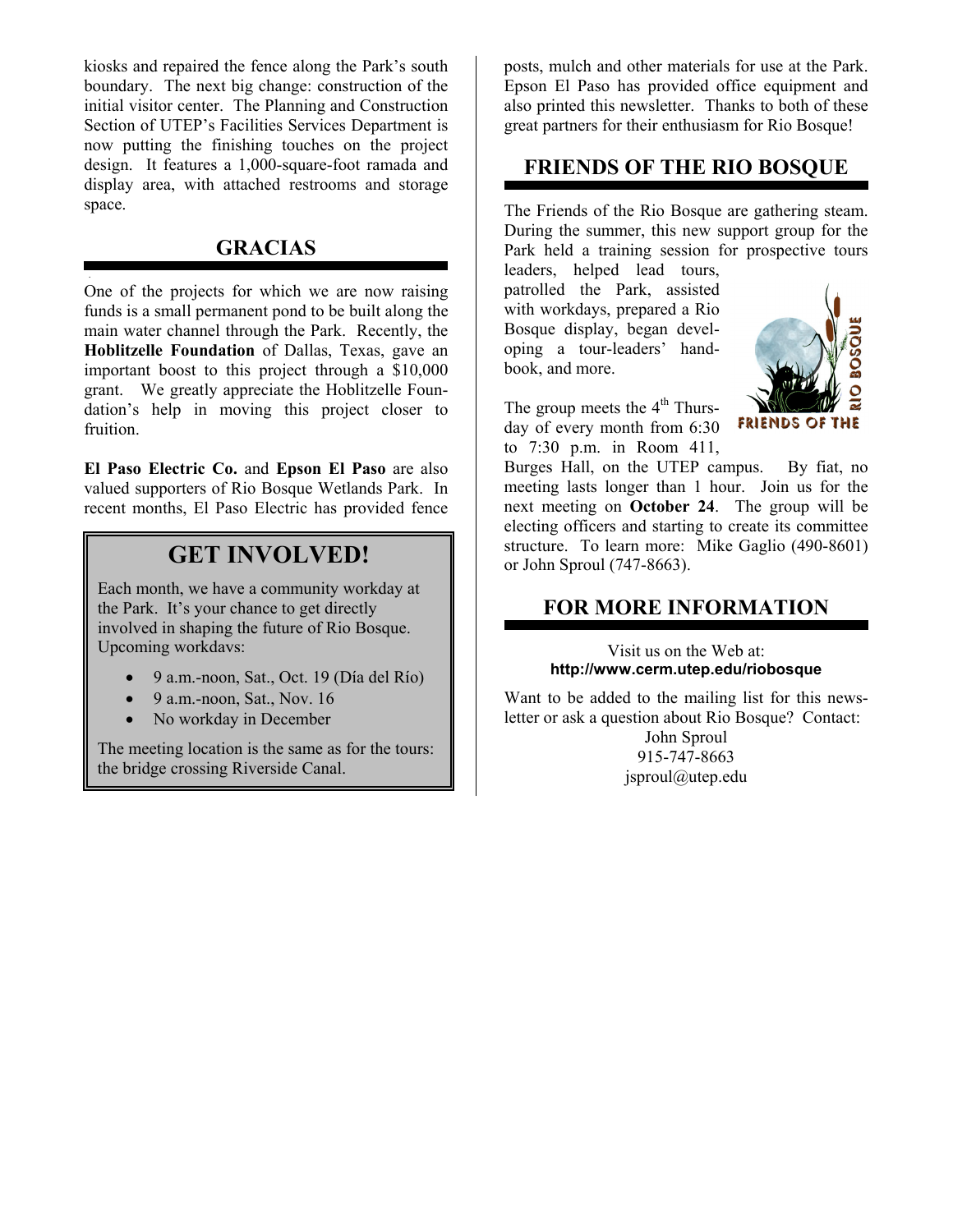kiosks and repaired the fence along the Park's south boundary. The next big change: construction of the initial visitor center. The Planning and Construction Section of UTEP's Facilities Services Department is now putting the finishing touches on the project design. It features a 1,000-square-foot ramada and display area, with attached restrooms and storage space.

## GRACIAS

One of the projects for which we are now raising funds is a small permanent pond to be built along the main water channel through the Park. Recently, the **Hoblitzelle Foundation** of Dallas, Texas, gave an important boost to this project through a $10,000 grant. We greatly appreciate the Hoblitzelle Foundation's help in moving this project closer to fruition.

**El Paso Electric Co.** and **Epson El Paso** are also valued supporters of Rio Bosque Wetlands Park. In recent months, El Paso Electric has provided fence posts, mulch and other materials for use at the Park. Epson El Paso has provided office equipment and also printed this newsletter. Thanks to both of these great partners for their enthusiasm for Rio Bosque!

## GET INVOLVED!

Each month, we have a community workday at the Park. It's your chance to get directly involved in shaping the future of Rio Bosque. Upcoming workdavs:

- 9 a.m.-noon, Sat., Oct. 19 (Día del Río)
- 9 a.m.-noon, Sat., Nov. 16
- No workday in December

The meeting location is the same as for the tours: the bridge crossing Riverside Canal.

## FRIENDS OF THE RIO BOSQUE

The Friends of the Rio Bosque are gathering steam. During the summer, this new support group for the Park held a training session for prospective tours leaders, helped lead tours, patrolled the Park, assisted with workdays, prepared a Rio Bosque display, began developing a tour-leaders' handbook, and more.

FRIENDS OF THE RIO BOSQUE

The group meets the 4th Thursday of every month from 6:30 to 7:30 p.m. in Room 411, Burges Hall, on the UTEP campus. By fiat, no meeting lasts longer than 1 hour. Join us for the next meeting on **October 24**. The group will be electing officers and starting to create its committee structure. To learn more: Mike Gaglio (490-8601) or John Sproul (747-8663).

## FOR MORE INFORMATION

Visit us on the Web at:
**http://www.cerm.utep.edu/riobosque**

Want to be added to the mailing list for this newsletter or ask a question about Rio Bosque? Contact:
John Sproul
915-747-8663
jsproul@utep.edu